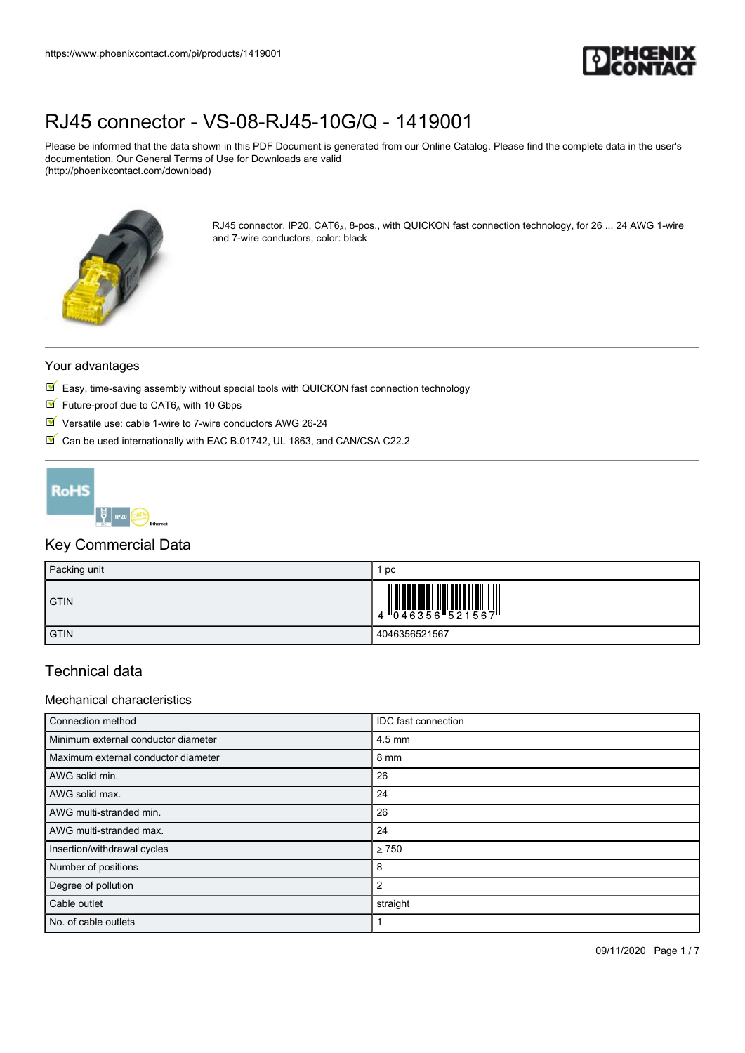# RJ45 connector - VS-08-RJ45-10G/Q - 1419001

Please be informed that the data shown in this PDF Document is generated from our Online Catalog. Please find the complete data in the user's documentation. Our General Terms of Use for Downloads are valid (http://phoenixcontact.com/download)

RJ45 connector, IP20, $CAT6_A$, 8-pos., with QUICKON fast connection technology, for 26 ... 24 AWG 1-wire and 7-wire conductors, color: black

## Your advantages

- Easy, time-saving assembly without special tools with QUICKON fast connection technology
- Future-proof due to $CAT6_A$ with 10 Gbps
- Versatile use: cable 1-wire to 7-wire conductors AWG 26-24
- Can be used internationally with EAC B.01742, UL 1863, and CAN/CSA C22.2

## Key Commercial Data

| Packing unit | 1 pc |
|---|---|
| GTIN | 4 046356 521567 |
| GTIN | 4046356521567 |

## Technical data

### Mechanical characteristics

| Connection method | IDC fast connection |
|---|---|
| Minimum external conductor diameter | 4.5 mm |
| Maximum external conductor diameter | 8 mm |
| AWG solid min. | 26 |
| AWG solid max. | 24 |
| AWG multi-stranded min. | 26 |
| AWG multi-stranded max. | 24 |
| Insertion/withdrawal cycles | ≥ 750 |
| Number of positions | 8 |
| Degree of pollution | 2 |
| Cable outlet | straight |
| No. of cable outlets | 1 |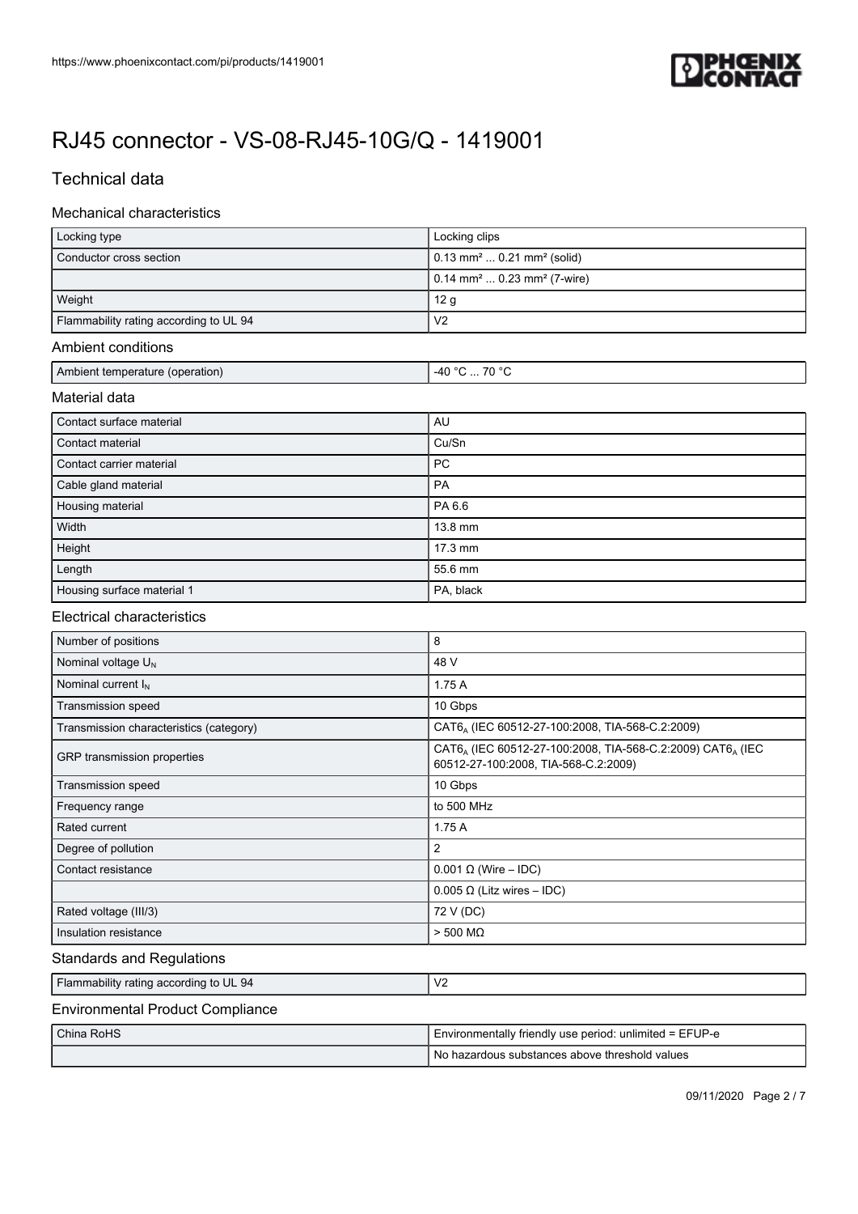# RJ45 connector - VS-08-RJ45-10G/Q - 1419001

## Technical data

### Mechanical characteristics

| Locking type | Locking clips |
|---|---|
| Conductor cross section | 0.13 mm² ... 0.21 mm² (solid) |
| | 0.14 mm² ... 0.23 mm² (7-wire) |
| Weight | 12 g |
| Flammability rating according to UL 94 | V2 |

### Ambient conditions

| Ambient temperature (operation) | -40 °C ... 70 °C |
|---|---|

### Material data

| Contact surface material | AU |
|---|---|
| Contact material | Cu/Sn |
| Contact carrier material | PC |
| Cable gland material | PA |
| Housing material | PA 6.6 |
| Width | 13.8 mm |
| Height | 17.3 mm |
| Length | 55.6 mm |
| Housing surface material 1 | PA, black |

### Electrical characteristics

| Number of positions | 8 |
|---|---|
| Nominal voltage $U_N$ | 48 V |
| Nominal current $I_N$ | 1.75 A |
| Transmission speed | 10 Gbps |
| Transmission characteristics (category) | $CAT6_A$ (IEC 60512-27-100:2008, TIA-568-C.2:2009) |
| GRP transmission properties | $CAT6_A$ (IEC 60512-27-100:2008, TIA-568-C.2:2009) $CAT6_A$ (IEC 60512-27-100:2008, TIA-568-C.2:2009) |
| Transmission speed | 10 Gbps |
| Frequency range | to 500 MHz |
| Rated current | 1.75 A |
| Degree of pollution | 2 |
| Contact resistance | 0.001 Ω (Wire – IDC) |
| | 0.005 Ω (Litz wires – IDC) |
| Rated voltage (III/3) | 72 V (DC) |
| Insulation resistance | > 500 MΩ |

### Standards and Regulations

| Flammability rating according to UL 94 | V2 |
|---|---|

### Environmental Product Compliance

| China RoHS | Environmentally friendly use period: unlimited = EFUP-e |
|---|---|
| | No hazardous substances above threshold values |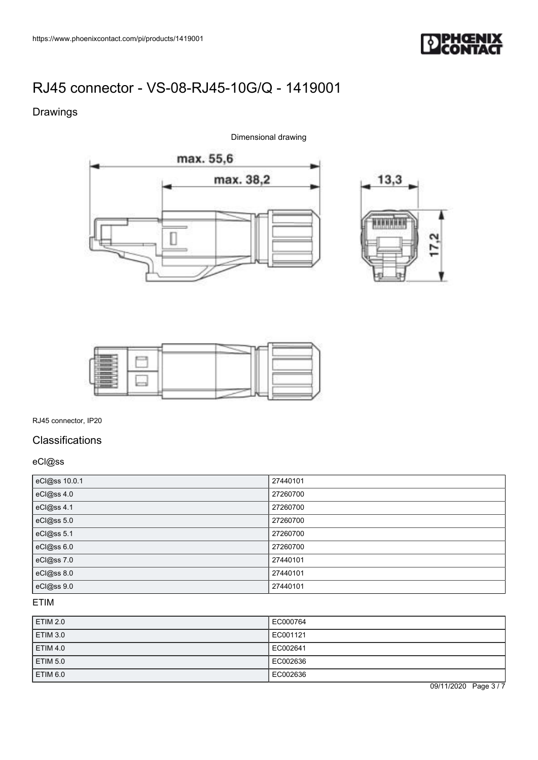# RJ45 connector - VS-08-RJ45-10G/Q - 1419001

## Drawings

Dimensional drawing

max. 55,6

max. 38,2

13,3

17,2

RJ45 connector, IP20

## Classifications

### eCl@ss

| eCl@ss 10.0.1 | 27440101 |
|---|---|
| eCl@ss 4.0 | 27260700 |
| eCl@ss 4.1 | 27260700 |
| eCl@ss 5.0 | 27260700 |
| eCl@ss 5.1 | 27260700 |
| eCl@ss 6.0 | 27260700 |
| eCl@ss 7.0 | 27440101 |
| eCl@ss 8.0 | 27440101 |
| eCl@ss 9.0 | 27440101 |

### ETIM

| ETIM 2.0 | EC000764 |
|---|---|
| ETIM 3.0 | EC001121 |
| ETIM 4.0 | EC002641 |
| ETIM 5.0 | EC002636 |
| ETIM 6.0 | EC002636 |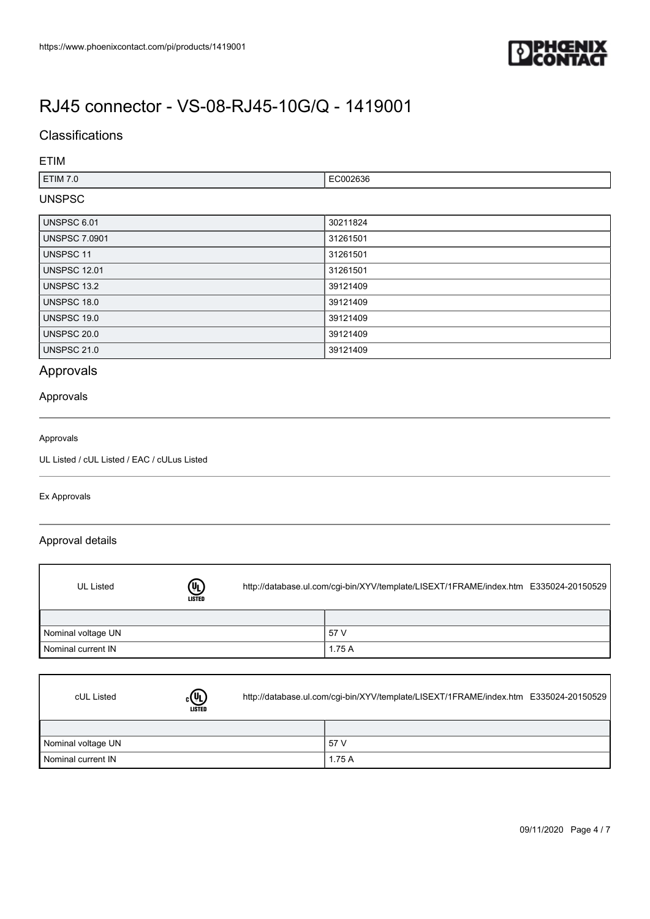# RJ45 connector - VS-08-RJ45-10G/Q - 1419001

## Classifications

### ETIM

| ETIM 7.0 | EC002636 |
|---|---|

### UNSPSC

| UNSPSC 6.01 | 30211824 |
|---|---|
| UNSPSC 7.0901 | 31261501 |
| UNSPSC 11 | 31261501 |
| UNSPSC 12.01 | 31261501 |
| UNSPSC 13.2 | 39121409 |
| UNSPSC 18.0 | 39121409 |
| UNSPSC 19.0 | 39121409 |
| UNSPSC 20.0 | 39121409 |
| UNSPSC 21.0 | 39121409 |

## Approvals

### Approvals

Approvals

UL Listed / cUL Listed / EAC / cULus Listed

Ex Approvals

### Approval details

| UL Listed | http://database.ul.com/cgi-bin/XYV/template/LISEXT/1FRAME/index.htm E335024-20150529 |
|---|---|
| | |
| Nominal voltage UN | 57 V |
| Nominal current IN | 1.75 A |

| cUL Listed | http://database.ul.com/cgi-bin/XYV/template/LISEXT/1FRAME/index.htm E335024-20150529 |
|---|---|
| | |
| Nominal voltage UN | 57 V |
| Nominal current IN | 1.75 A |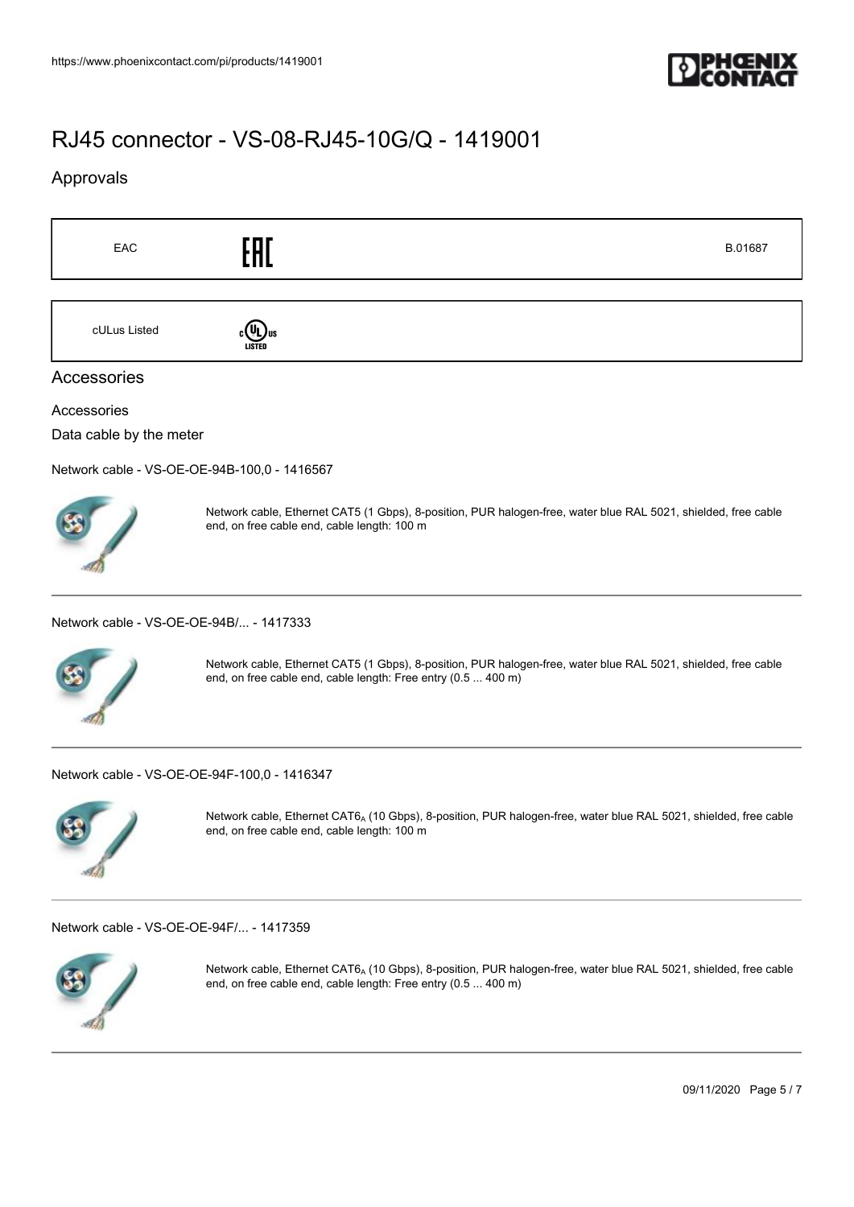# RJ45 connector - VS-08-RJ45-10G/Q - 1419001

## Approvals

| EAC | EAC | B.01687 |
| --- | --- | --- |

| cULus Listed | cULus LISTED |
| --- | --- |

## Accessories

Accessories

Data cable by the meter

Network cable - VS-OE-OE-94B-100,0 - 1416567

Network cable, Ethernet CAT5 (1 Gbps), 8-position, PUR halogen-free, water blue RAL 5021, shielded, free cable end, on free cable end, cable length: 100 m

Network cable - VS-OE-OE-94B/... - 1417333

Network cable, Ethernet CAT5 (1 Gbps), 8-position, PUR halogen-free, water blue RAL 5021, shielded, free cable end, on free cable end, cable length: Free entry (0.5 ... 400 m)

Network cable - VS-OE-OE-94F-100,0 - 1416347

Network cable, Ethernet $CAT6_A$ (10 Gbps), 8-position, PUR halogen-free, water blue RAL 5021, shielded, free cable end, on free cable end, cable length: 100 m

Network cable - VS-OE-OE-94F/... - 1417359

Network cable, Ethernet $CAT6_A$ (10 Gbps), 8-position, PUR halogen-free, water blue RAL 5021, shielded, free cable end, on free cable end, cable length: Free entry (0.5 ... 400 m)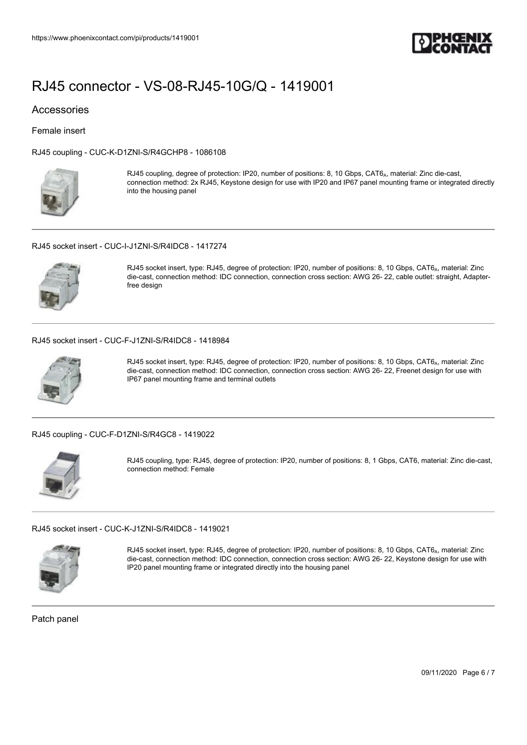# RJ45 connector - VS-08-RJ45-10G/Q - 1419001

## Accessories

### Female insert

#### RJ45 coupling - CUC-K-D1ZNI-S/R4GCHP8 - 1086108

RJ45 coupling, degree of protection: IP20, number of positions: 8, 10 Gbps, $CAT6_A$, material: Zinc die-cast, connection method: 2x RJ45, Keystone design for use with IP20 and IP67 panel mounting frame or integrated directly into the housing panel

#### RJ45 socket insert - CUC-I-J1ZNI-S/R4IDC8 - 1417274

RJ45 socket insert, type: RJ45, degree of protection: IP20, number of positions: 8, 10 Gbps, $CAT6_A$, material: Zinc die-cast, connection method: IDC connection, connection cross section: AWG 26- 22, cable outlet: straight, Adapter-free design

#### RJ45 socket insert - CUC-F-J1ZNI-S/R4IDC8 - 1418984

RJ45 socket insert, type: RJ45, degree of protection: IP20, number of positions: 8, 10 Gbps, $CAT6_A$, material: Zinc die-cast, connection method: IDC connection, connection cross section: AWG 26- 22, Freenet design for use with IP67 panel mounting frame and terminal outlets

#### RJ45 coupling - CUC-F-D1ZNI-S/R4GC8 - 1419022

RJ45 coupling, type: RJ45, degree of protection: IP20, number of positions: 8, 1 Gbps, CAT6, material: Zinc die-cast, connection method: Female

#### RJ45 socket insert - CUC-K-J1ZNI-S/R4IDC8 - 1419021

RJ45 socket insert, type: RJ45, degree of protection: IP20, number of positions: 8, 10 Gbps, $CAT6_A$, material: Zinc die-cast, connection method: IDC connection, connection cross section: AWG 26- 22, Keystone design for use with IP20 panel mounting frame or integrated directly into the housing panel

### Patch panel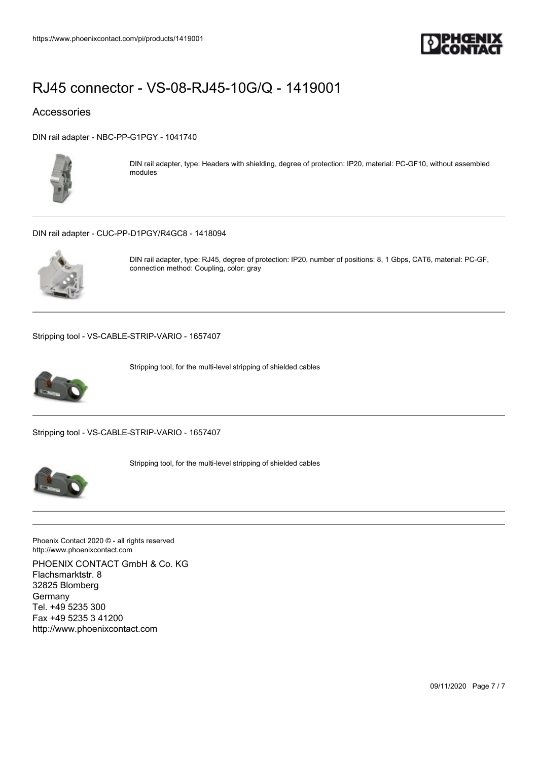# RJ45 connector - VS-08-RJ45-10G/Q - 1419001

## Accessories

DIN rail adapter - NBC-PP-G1PGY - 1041740

DIN rail adapter, type: Headers with shielding, degree of protection: IP20, material: PC-GF10, without assembled modules

---

DIN rail adapter - CUC-PP-D1PGY/R4GC8 - 1418094

DIN rail adapter, type: RJ45, degree of protection: IP20, number of positions: 8, 1 Gbps, CAT6, material: PC-GF, connection method: Coupling, color: gray

---

Stripping tool - VS-CABLE-STRIP-VARIO - 1657407

Stripping tool, for the multi-level stripping of shielded cables

---

Stripping tool - VS-CABLE-STRIP-VARIO - 1657407

Stripping tool, for the multi-level stripping of shielded cables

---

Phoenix Contact 2020 © - all rights reserved
http://www.phoenixcontact.com

PHOENIX CONTACT GmbH & Co. KG
Flachsmarktstr. 8
32825 Blomberg
Germany
Tel. +49 5235 300
Fax +49 5235 3 41200
http://www.phoenixcontact.com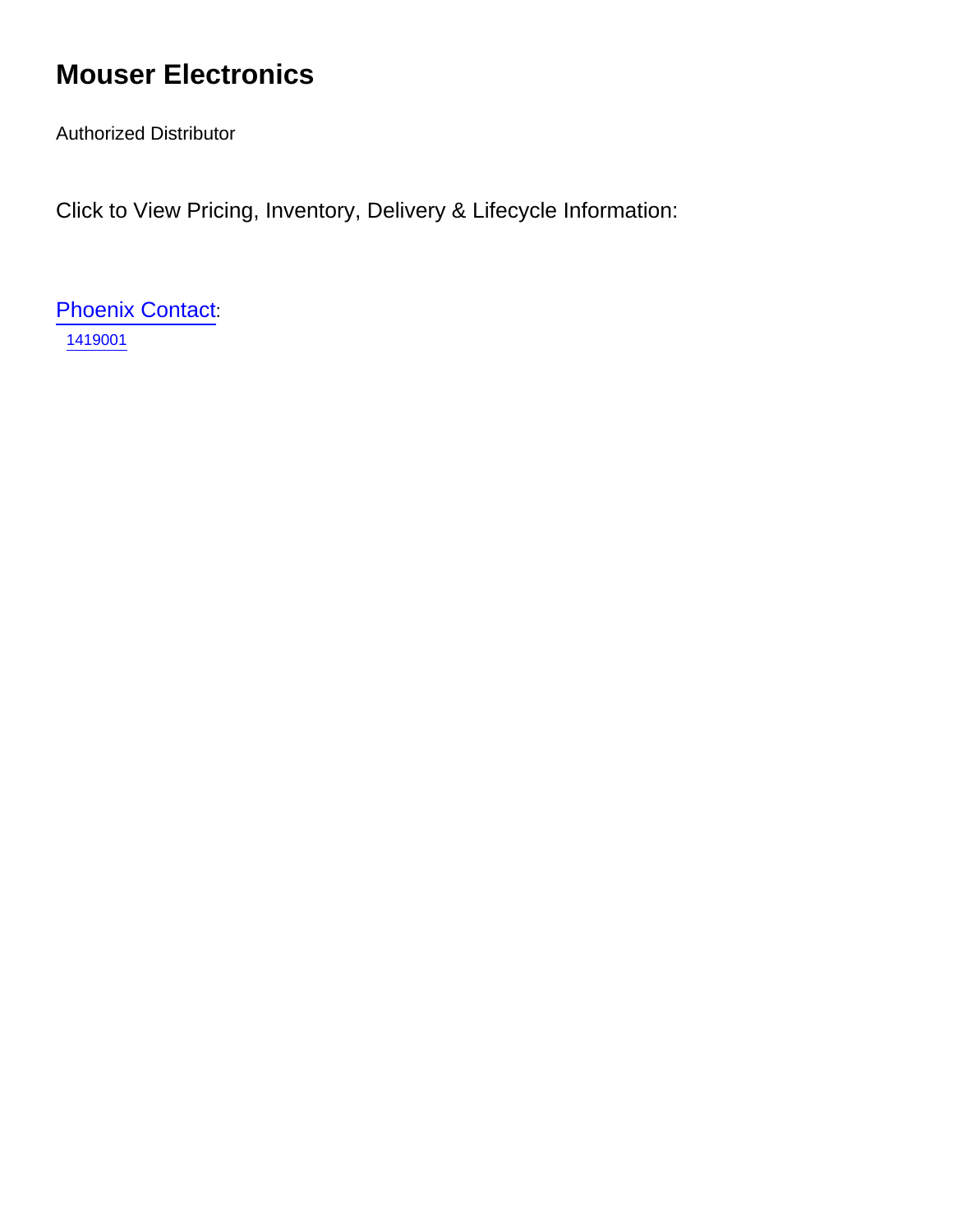# Mouser Electronics

Authorized Distributor

Click to View Pricing, Inventory, Delivery & Lifecycle Information:

Phoenix Contact:

1419001